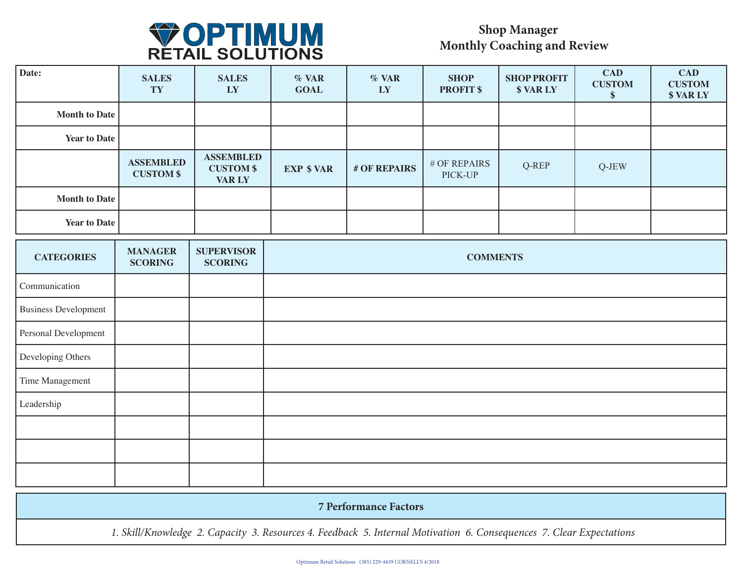# OPTIMUM RETAIL SOLUTIONS

## Shop Manager Monthly Coaching and Review

| Date: | SALES TY | SALES LY | % VAR GOAL | % VAR LY | SHOP PROFIT $ | SHOP PROFIT $ VAR LY | CAD CUSTOM $ | CAD CUSTOM $ VAR LY |
|---|---|---|---|---|---|---|---|---|
| **Month to Date** | | | | | | | | |
| **Year to Date** | | | | | | | | |
| | **ASSEMBLED CUSTOM $** | **ASSEMBLED CUSTOM $ VAR LY** | **EXP $ VAR** | **# OF REPAIRS** | # OF REPAIRS PICK-UP | Q-REP | Q-JEW | |
| **Month to Date** | | | | | | | | |
| **Year to Date** | | | | | | | | |

| CATEGORIES | MANAGER SCORING | SUPERVISOR SCORING | COMMENTS |
|---|---|---|---|
| Communication | | | |
| Business Development | | | |
| Personal Development | | | |
| Developing Others | | | |
| Time Management | | | |
| Leadership | | | |
| | | | |
| | | | |
| | | | |

| 7 Performance Factors |
|---|
| *1. Skill/Knowledge 2. Capacity 3. Resources 4. Feedback 5. Internal Motivation 6. Consequences 7. Clear Expectations* |

Optimum Retail Solutions (385) 229-4439 CORNELL'S 4/2018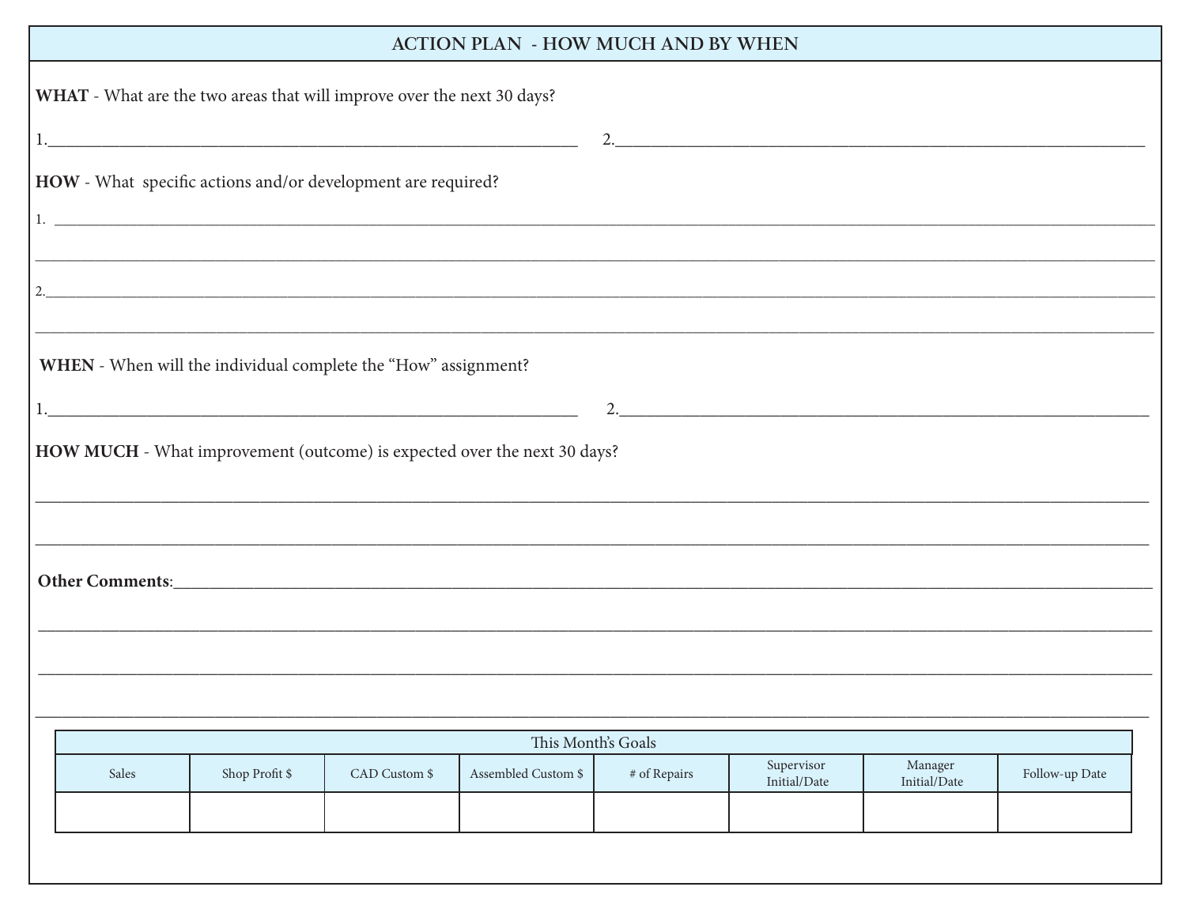## ACTION PLAN - HOW MUCH AND BY WHEN

**WHAT** - What are the two areas that will improve over the next 30 days?

1.________________________________________ 2.________________________________________

**HOW** - What specific actions and/or development are required?

1. ________________________________________________________________________________

________________________________________________________________________________

2.________________________________________________________________________________

________________________________________________________________________________

**WHEN** - When will the individual complete the "How" assignment?

1.________________________________________ 2.________________________________________

**HOW MUCH** - What improvement (outcome) is expected over the next 30 days?

________________________________________________________________________________

________________________________________________________________________________

**Other Comments**:________________________________________________________________

________________________________________________________________________________

________________________________________________________________________________

________________________________________________________________________________

| This Month's Goals | | | | | | | |
|---|---|---|---|---|---|---|---|
| Sales | Shop Profit $ | CAD Custom $ | Assembled Custom $ | # of Repairs | Supervisor Initial/Date | Manager Initial/Date | Follow-up Date |
| | | | | | | | |